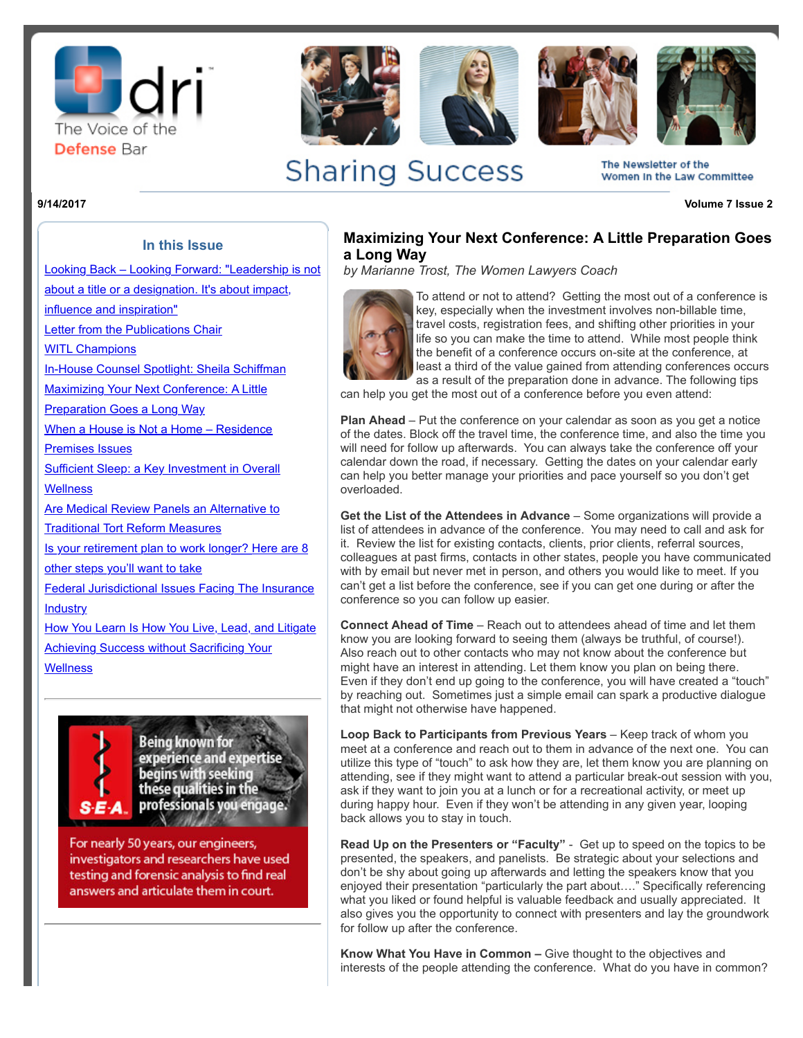dri™ The Voice of the Defense Bar

# Sharing Success

The Newsletter of the Women In the Law Committee

9/14/2017

Volume 7 Issue 2

## In this Issue

- Looking Back – Looking Forward: "Leadership is not about a title or a designation. It's about impact, influence and inspiration"
- Letter from the Publications Chair
- WITL Champions
- In-House Counsel Spotlight: Sheila Schiffman
- Maximizing Your Next Conference: A Little Preparation Goes a Long Way
- When a House is Not a Home – Residence Premises Issues
- Sufficient Sleep: a Key Investment in Overall Wellness
- Are Medical Review Panels an Alternative to Traditional Tort Reform Measures
- Is your retirement plan to work longer? Here are 8 other steps you'll want to take
- Federal Jurisdictional Issues Facing The Insurance Industry
- How You Learn Is How You Live, Lead, and Litigate
- Achieving Success without Sacrificing Your Wellness

S-E-A. Being known for experience and expertise begins with seeking these qualities in the professionals you engage.

For nearly 50 years, our engineers, investigators and researchers have used testing and forensic analysis to find real answers and articulate them in court.

## Maximizing Your Next Conference: A Little Preparation Goes a Long Way

*by Marianne Trost, The Women Lawyers Coach*

To attend or not to attend? Getting the most out of a conference is key, especially when the investment involves non-billable time, travel costs, registration fees, and shifting other priorities in your life so you can make the time to attend. While most people think the benefit of a conference occurs on-site at the conference, at least a third of the value gained from attending conferences occurs as a result of the preparation done in advance. The following tips can help you get the most out of a conference before you even attend:

**Plan Ahead** – Put the conference on your calendar as soon as you get a notice of the dates. Block off the travel time, the conference time, and also the time you will need for follow up afterwards. You can always take the conference off your calendar down the road, if necessary. Getting the dates on your calendar early can help you better manage your priorities and pace yourself so you don't get overloaded.

**Get the List of the Attendees in Advance** – Some organizations will provide a list of attendees in advance of the conference. You may need to call and ask for it. Review the list for existing contacts, clients, prior clients, referral sources, colleagues at past firms, contacts in other states, people you have communicated with by email but never met in person, and others you would like to meet. If you can't get a list before the conference, see if you can get one during or after the conference so you can follow up easier.

**Connect Ahead of Time** – Reach out to attendees ahead of time and let them know you are looking forward to seeing them (always be truthful, of course!). Also reach out to other contacts who may not know about the conference but might have an interest in attending. Let them know you plan on being there. Even if they don't end up going to the conference, you will have created a "touch" by reaching out. Sometimes just a simple email can spark a productive dialogue that might not otherwise have happened.

**Loop Back to Participants from Previous Years** – Keep track of whom you meet at a conference and reach out to them in advance of the next one. You can utilize this type of "touch" to ask how they are, let them know you are planning on attending, see if they might want to attend a particular break-out session with you, ask if they want to join you at a lunch or for a recreational activity, or meet up during happy hour. Even if they won't be attending in any given year, looping back allows you to stay in touch.

**Read Up on the Presenters or "Faculty"** - Get up to speed on the topics to be presented, the speakers, and panelists. Be strategic about your selections and don't be shy about going up afterwards and letting the speakers know that you enjoyed their presentation "particularly the part about…." Specifically referencing what you liked or found helpful is valuable feedback and usually appreciated. It also gives you the opportunity to connect with presenters and lay the groundwork for follow up after the conference.

**Know What You Have in Common –** Give thought to the objectives and interests of the people attending the conference. What do you have in common?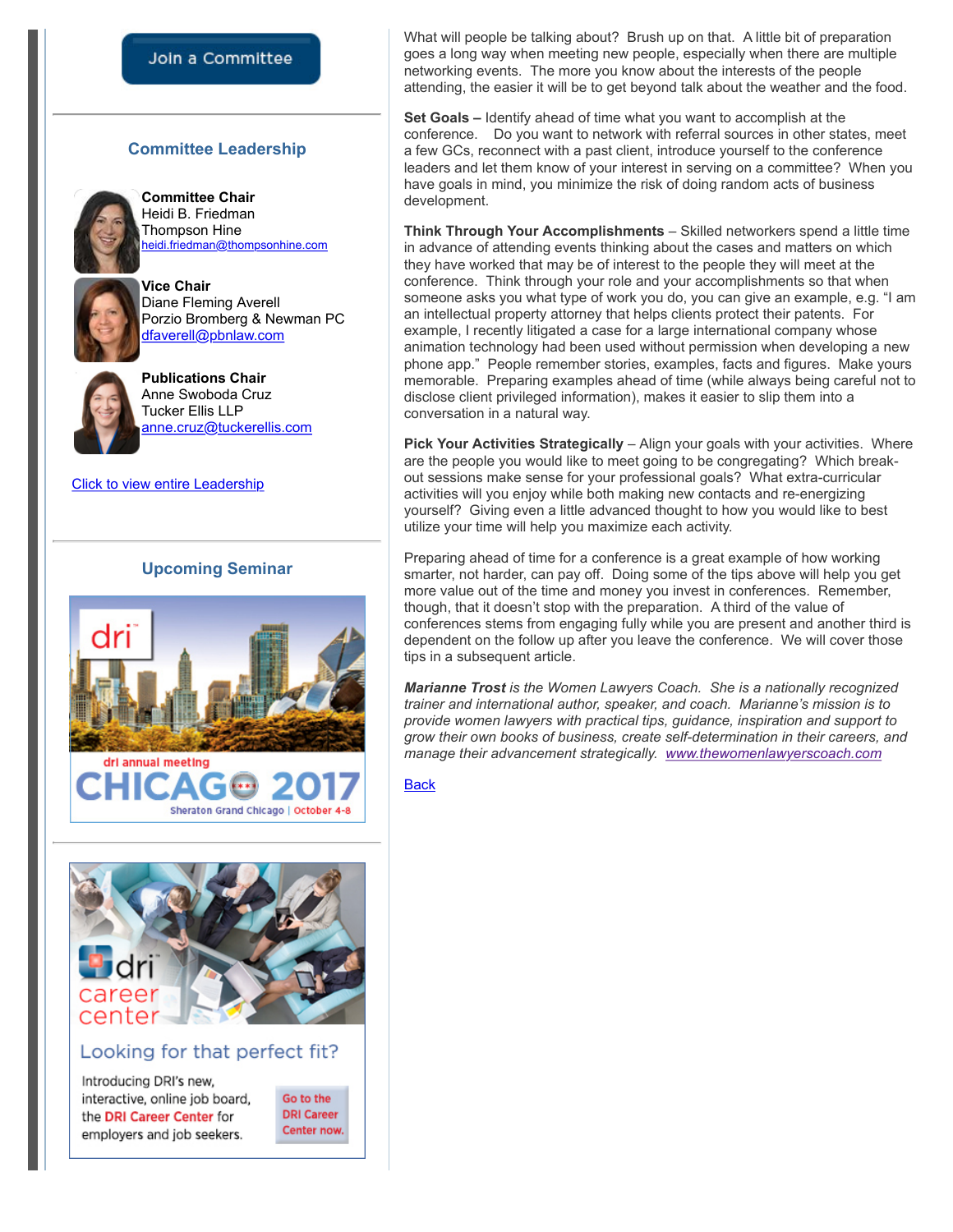Join a Committee

## Committee Leadership

**Committee Chair**
Heidi B. Friedman
Thompson Hine
heidi.friedman@thompsonhine.com

**Vice Chair**
Diane Fleming Averell
Porzio Bromberg & Newman PC
dfaverell@pbnlaw.com

**Publications Chair**
Anne Swoboda Cruz
Tucker Ellis LLP
anne.cruz@tuckerellis.com

Click to view entire Leadership

## Upcoming Seminar

dri annual meeting
CHICAGO 2017
Sheraton Grand Chicago | October 4-8

dri career center

Looking for that perfect fit?

Introducing DRI's new, interactive, online job board, the DRI Career Center for employers and job seekers.

Go to the DRI Career Center now.

What will people be talking about? Brush up on that. A little bit of preparation goes a long way when meeting new people, especially when there are multiple networking events. The more you know about the interests of the people attending, the easier it will be to get beyond talk about the weather and the food.

**Set Goals –** Identify ahead of time what you want to accomplish at the conference. Do you want to network with referral sources in other states, meet a few GCs, reconnect with a past client, introduce yourself to the conference leaders and let them know of your interest in serving on a committee? When you have goals in mind, you minimize the risk of doing random acts of business development.

**Think Through Your Accomplishments** – Skilled networkers spend a little time in advance of attending events thinking about the cases and matters on which they have worked that may be of interest to the people they will meet at the conference. Think through your role and your accomplishments so that when someone asks you what type of work you do, you can give an example, e.g. "I am an intellectual property attorney that helps clients protect their patents. For example, I recently litigated a case for a large international company whose animation technology had been used without permission when developing a new phone app." People remember stories, examples, facts and figures. Make yours memorable. Preparing examples ahead of time (while always being careful not to disclose client privileged information), makes it easier to slip them into a conversation in a natural way.

**Pick Your Activities Strategically** – Align your goals with your activities. Where are the people you would like to meet going to be congregating? Which break-out sessions make sense for your professional goals? What extra-curricular activities will you enjoy while both making new contacts and re-energizing yourself? Giving even a little advanced thought to how you would like to best utilize your time will help you maximize each activity.

Preparing ahead of time for a conference is a great example of how working smarter, not harder, can pay off. Doing some of the tips above will help you get more value out of the time and money you invest in conferences. Remember, though, that it doesn't stop with the preparation. A third of the value of conferences stems from engaging fully while you are present and another third is dependent on the follow up after you leave the conference. We will cover those tips in a subsequent article.

***Marianne Trost** is the Women Lawyers Coach. She is a nationally recognized trainer and international author, speaker, and coach. Marianne's mission is to provide women lawyers with practical tips, guidance, inspiration and support to grow their own books of business, create self-determination in their careers, and manage their advancement strategically. www.thewomenlawyerscoach.com*

Back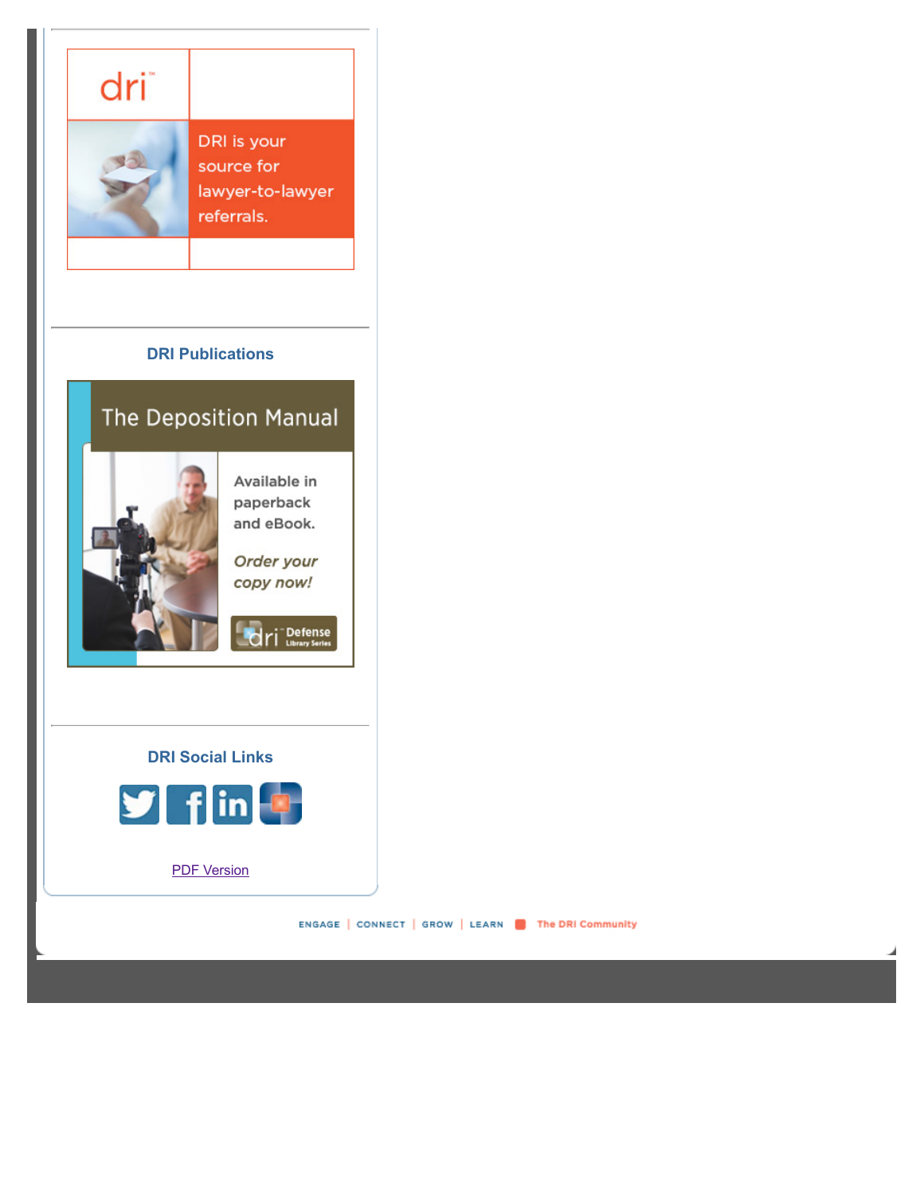dri

DRI is your source for lawyer-to-lawyer referrals.

### DRI Publications

The Deposition Manual

Available in paperback and eBook.

*Order your copy now!*

dri Defense Library Series

### DRI Social Links

PDF Version

ENGAGE | CONNECT | GROW | LEARN The DRI Community